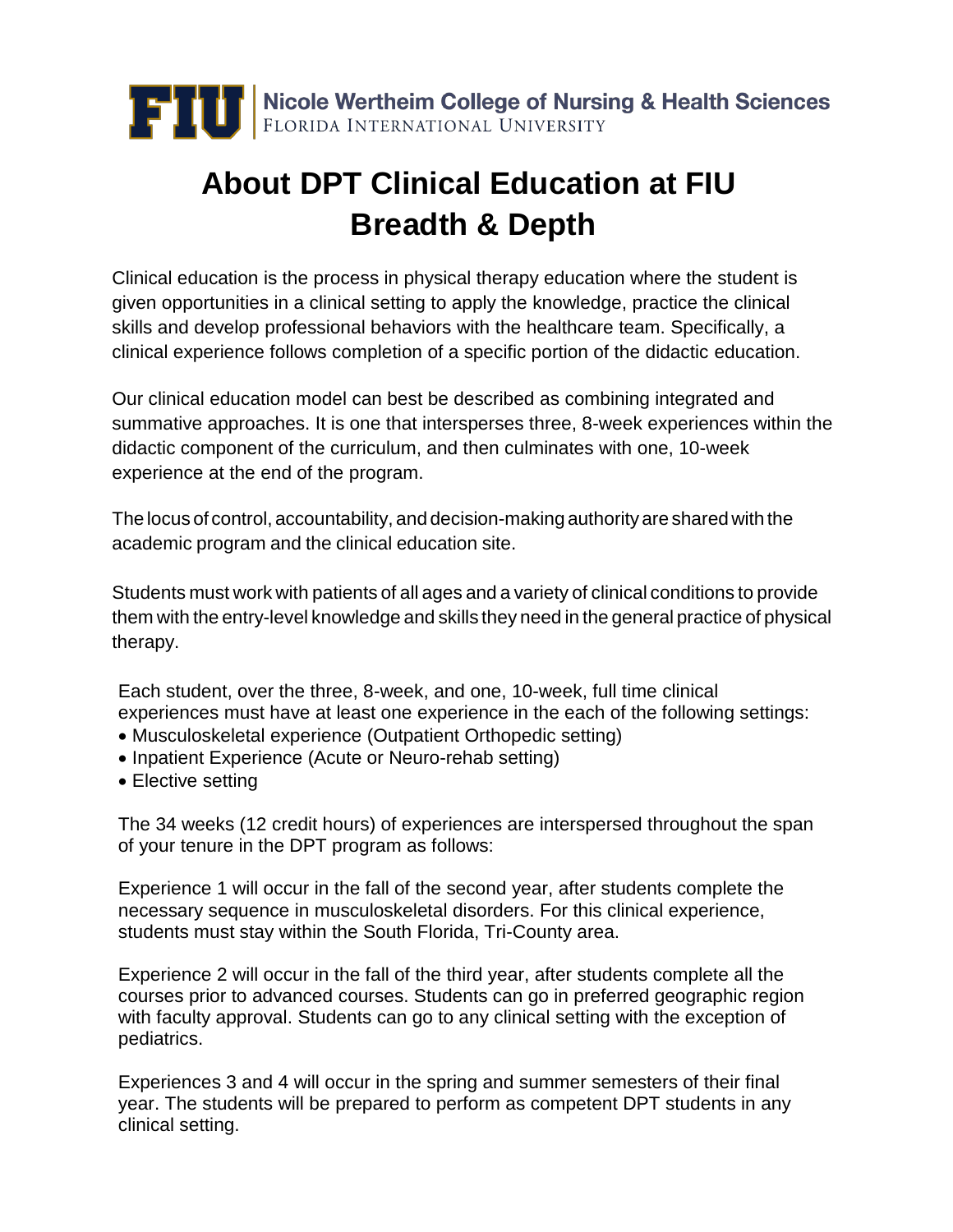FIU | Nicole Wertheim College of Nursing & Health Sciences
FLORIDA INTERNATIONAL UNIVERSITY

# About DPT Clinical Education at FIU
# Breadth & Depth

Clinical education is the process in physical therapy education where the student is given opportunities in a clinical setting to apply the knowledge, practice the clinical skills and develop professional behaviors with the healthcare team. Specifically, a clinical experience follows completion of a specific portion of the didactic education.

Our clinical education model can best be described as combining integrated and summative approaches. It is one that intersperses three, 8-week experiences within the didactic component of the curriculum, and then culminates with one, 10-week experience at the end of the program.

The locus of control, accountability, and decision-making authority are shared with the academic program and the clinical education site.

Students must work with patients of all ages and a variety of clinical conditions to provide them with the entry-level knowledge and skills they need in the general practice of physical therapy.

Each student, over the three, 8-week, and one, 10-week, full time clinical experiences must have at least one experience in the each of the following settings:

- Musculoskeletal experience (Outpatient Orthopedic setting)
- Inpatient Experience (Acute or Neuro-rehab setting)
- Elective setting

The 34 weeks (12 credit hours) of experiences are interspersed throughout the span of your tenure in the DPT program as follows:

Experience 1 will occur in the fall of the second year, after students complete the necessary sequence in musculoskeletal disorders. For this clinical experience, students must stay within the South Florida, Tri-County area.

Experience 2 will occur in the fall of the third year, after students complete all the courses prior to advanced courses. Students can go in preferred geographic region with faculty approval. Students can go to any clinical setting with the exception of pediatrics.

Experiences 3 and 4 will occur in the spring and summer semesters of their final year. The students will be prepared to perform as competent DPT students in any clinical setting.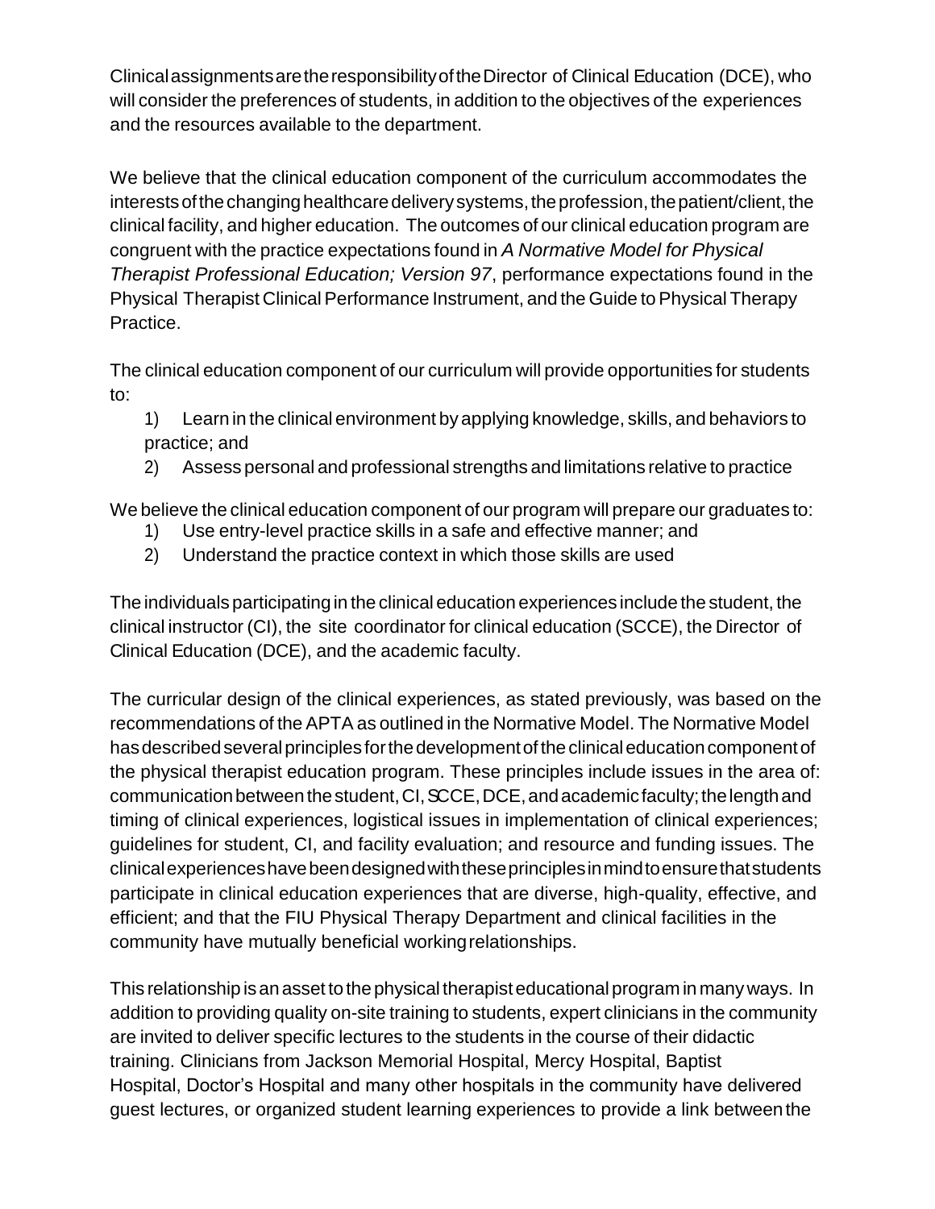Clinical assignments are the responsibility of the Director of Clinical Education (DCE), who will consider the preferences of students, in addition to the objectives of the experiences and the resources available to the department.

We believe that the clinical education component of the curriculum accommodates the interests of the changing healthcare delivery systems, the profession, the patient/client, the clinical facility, and higher education. The outcomes of our clinical education program are congruent with the practice expectations found in *A Normative Model for Physical Therapist Professional Education; Version 97*, performance expectations found in the Physical Therapist Clinical Performance Instrument, and the Guide to Physical Therapy Practice.

The clinical education component of our curriculum will provide opportunities for students to:

1) Learn in the clinical environment by applying knowledge, skills, and behaviors to practice; and
2) Assess personal and professional strengths and limitations relative to practice

We believe the clinical education component of our program will prepare our graduates to:

1) Use entry-level practice skills in a safe and effective manner; and
2) Understand the practice context in which those skills are used

The individuals participating in the clinical education experiences include the student, the clinical instructor (CI), the site coordinator for clinical education (SCCE), the Director of Clinical Education (DCE), and the academic faculty.

The curricular design of the clinical experiences, as stated previously, was based on the recommendations of the APTA as outlined in the Normative Model. The Normative Model has described several principles for the development of the clinical education component of the physical therapist education program. These principles include issues in the area of: communication between the student, CI, SCCE, DCE, and academic faculty; the length and timing of clinical experiences, logistical issues in implementation of clinical experiences; guidelines for student, CI, and facility evaluation; and resource and funding issues. The clinical experiences have been designed with these principles in mind to ensure that students participate in clinical education experiences that are diverse, high-quality, effective, and efficient; and that the FIU Physical Therapy Department and clinical facilities in the community have mutually beneficial working relationships.

This relationship is an asset to the physical therapist educational program in many ways. In addition to providing quality on-site training to students, expert clinicians in the community are invited to deliver specific lectures to the students in the course of their didactic training. Clinicians from Jackson Memorial Hospital, Mercy Hospital, Baptist Hospital, Doctor's Hospital and many other hospitals in the community have delivered guest lectures, or organized student learning experiences to provide a link between the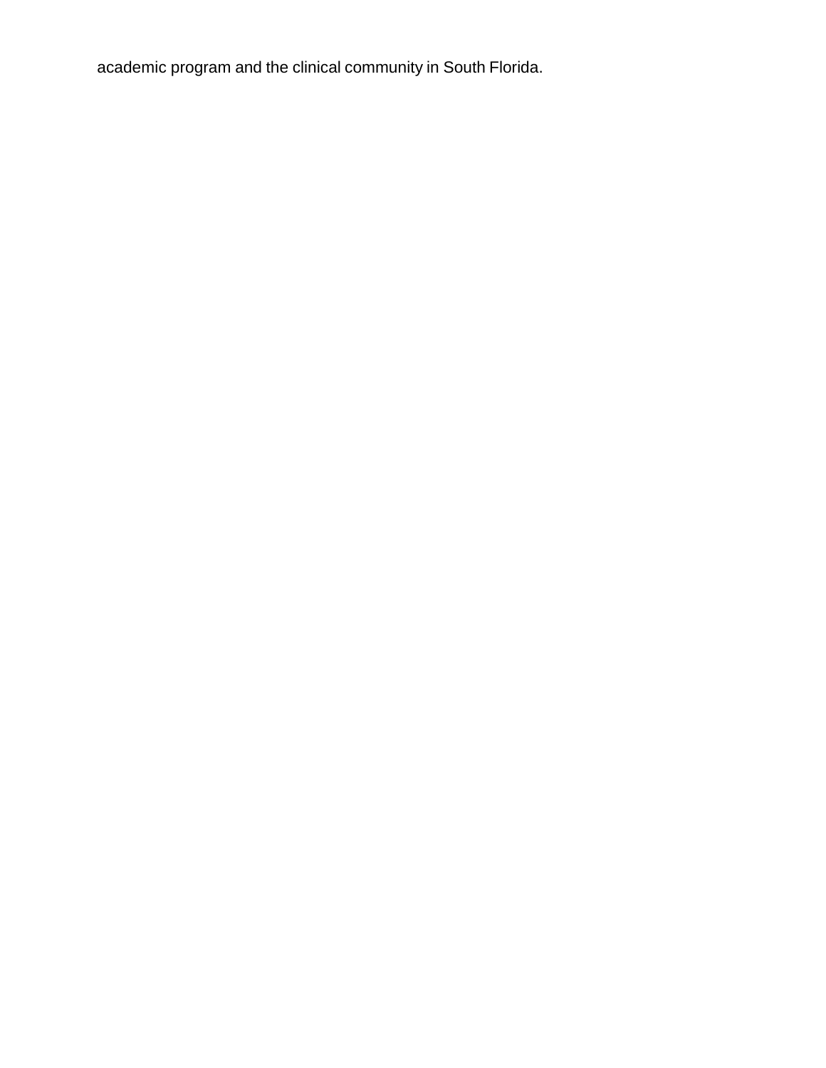academic program and the clinical community in South Florida.